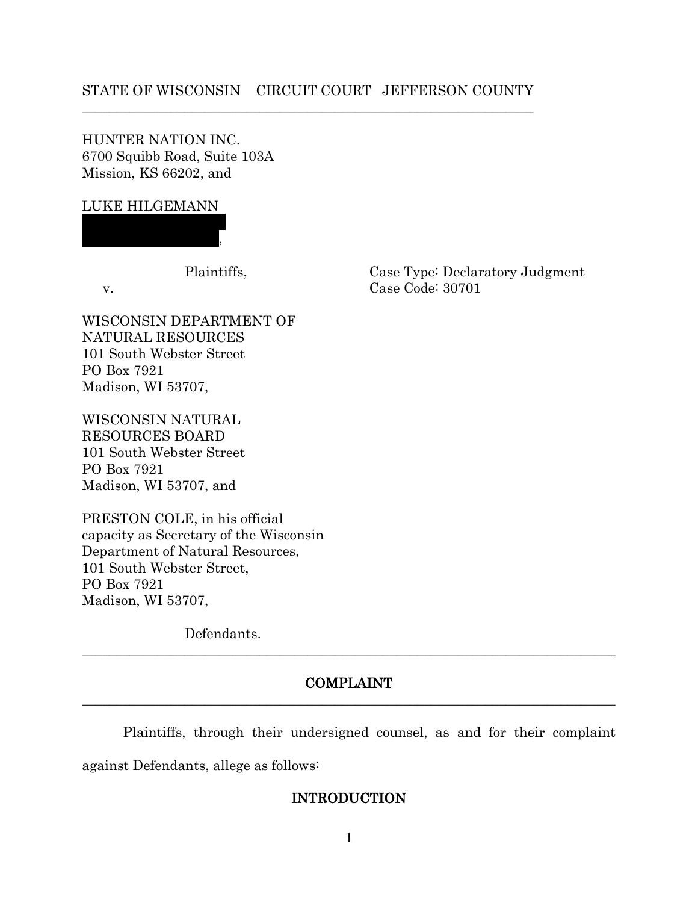STATE OF WISCONSIN    CIRCUIT COURT   JEFFERSON COUNTY

---

HUNTER NATION INC.
6700 Squibb Road, Suite 103A
Mission, KS 66202, and

LUKE HILGEMANN
[REDACTED],

Plaintiffs,                                        Case Type: Declaratory Judgment
v.                                                      Case Code: 30701

WISCONSIN DEPARTMENT OF
NATURAL RESOURCES
101 South Webster Street
PO Box 7921
Madison, WI 53707,

WISCONSIN NATURAL
RESOURCES BOARD
101 South Webster Street
PO Box 7921
Madison, WI 53707, and

PRESTON COLE, in his official
capacity as Secretary of the Wisconsin
Department of Natural Resources,
101 South Webster Street,
PO Box 7921
Madison, WI 53707,

Defendants.

---

## COMPLAINT

---

Plaintiffs, through their undersigned counsel, as and for their complaint against Defendants, allege as follows:

## INTRODUCTION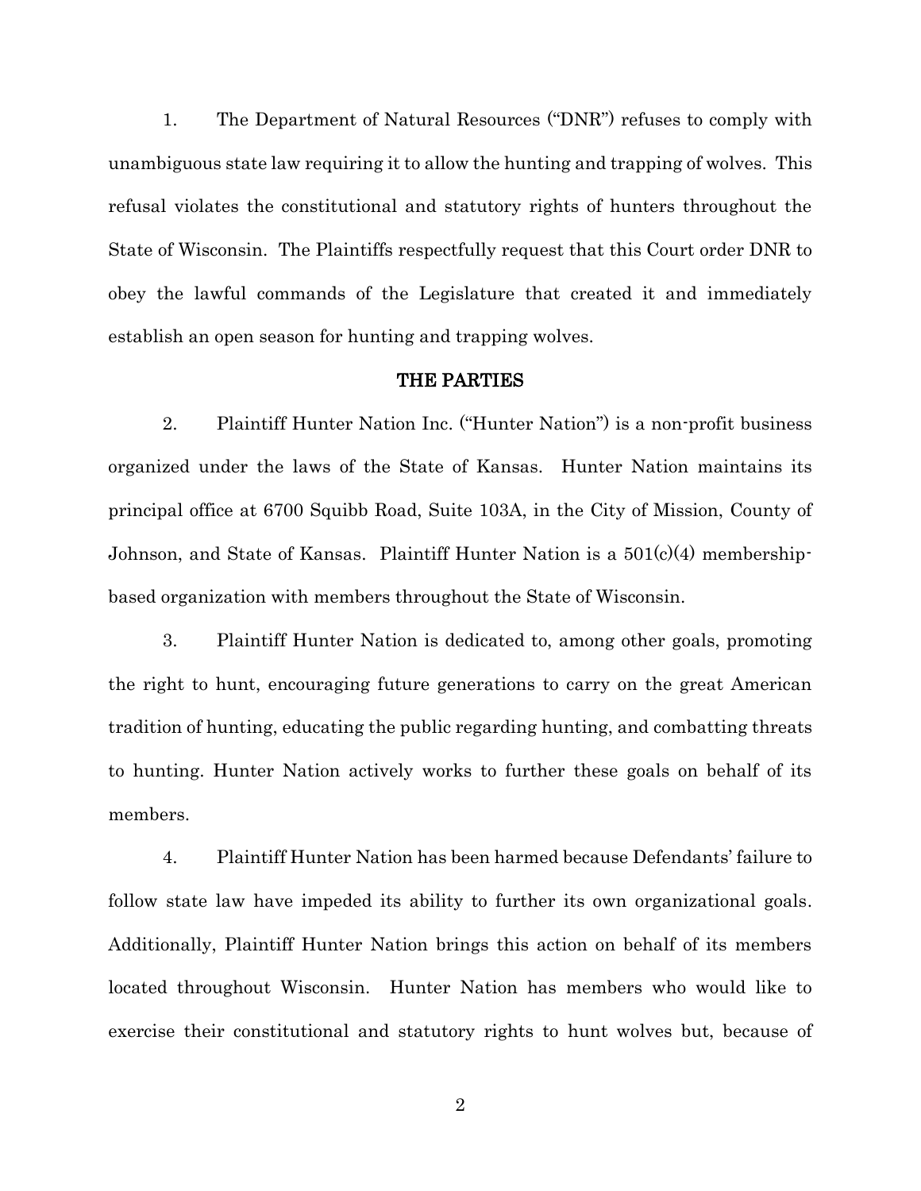1. The Department of Natural Resources ("DNR") refuses to comply with unambiguous state law requiring it to allow the hunting and trapping of wolves. This refusal violates the constitutional and statutory rights of hunters throughout the State of Wisconsin. The Plaintiffs respectfully request that this Court order DNR to obey the lawful commands of the Legislature that created it and immediately establish an open season for hunting and trapping wolves.

## THE PARTIES

2. Plaintiff Hunter Nation Inc. ("Hunter Nation") is a non-profit business organized under the laws of the State of Kansas. Hunter Nation maintains its principal office at 6700 Squibb Road, Suite 103A, in the City of Mission, County of Johnson, and State of Kansas. Plaintiff Hunter Nation is a 501(c)(4) membership-based organization with members throughout the State of Wisconsin.

3. Plaintiff Hunter Nation is dedicated to, among other goals, promoting the right to hunt, encouraging future generations to carry on the great American tradition of hunting, educating the public regarding hunting, and combatting threats to hunting. Hunter Nation actively works to further these goals on behalf of its members.

4. Plaintiff Hunter Nation has been harmed because Defendants' failure to follow state law have impeded its ability to further its own organizational goals. Additionally, Plaintiff Hunter Nation brings this action on behalf of its members located throughout Wisconsin. Hunter Nation has members who would like to exercise their constitutional and statutory rights to hunt wolves but, because of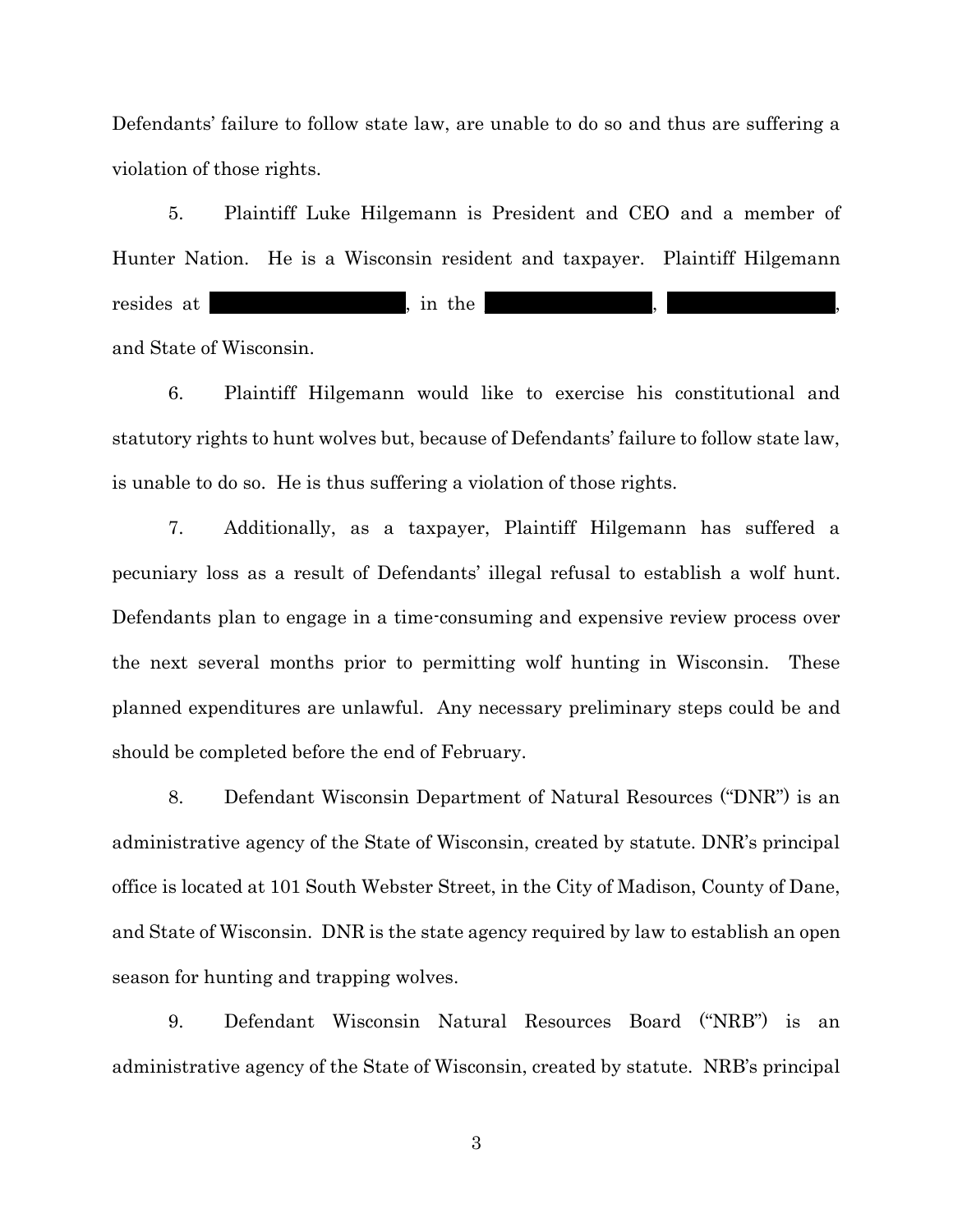Defendants' failure to follow state law, are unable to do so and thus are suffering a violation of those rights.

5. Plaintiff Luke Hilgemann is President and CEO and a member of Hunter Nation. He is a Wisconsin resident and taxpayer. Plaintiff Hilgemann resides at [REDACTED], in the [REDACTED], [REDACTED], and State of Wisconsin.

6. Plaintiff Hilgemann would like to exercise his constitutional and statutory rights to hunt wolves but, because of Defendants' failure to follow state law, is unable to do so. He is thus suffering a violation of those rights.

7. Additionally, as a taxpayer, Plaintiff Hilgemann has suffered a pecuniary loss as a result of Defendants' illegal refusal to establish a wolf hunt. Defendants plan to engage in a time-consuming and expensive review process over the next several months prior to permitting wolf hunting in Wisconsin. These planned expenditures are unlawful. Any necessary preliminary steps could be and should be completed before the end of February.

8. Defendant Wisconsin Department of Natural Resources ("DNR") is an administrative agency of the State of Wisconsin, created by statute. DNR's principal office is located at 101 South Webster Street, in the City of Madison, County of Dane, and State of Wisconsin. DNR is the state agency required by law to establish an open season for hunting and trapping wolves.

9. Defendant Wisconsin Natural Resources Board ("NRB") is an administrative agency of the State of Wisconsin, created by statute. NRB's principal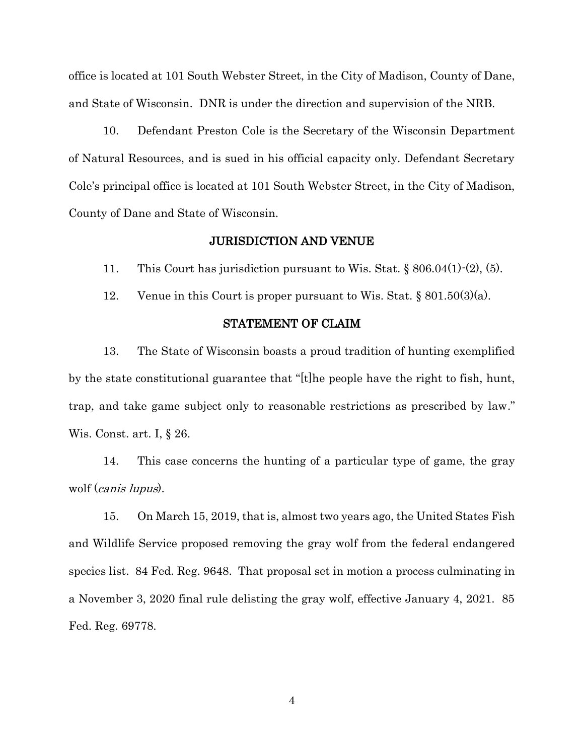office is located at 101 South Webster Street, in the City of Madison, County of Dane, and State of Wisconsin. DNR is under the direction and supervision of the NRB.

10. Defendant Preston Cole is the Secretary of the Wisconsin Department of Natural Resources, and is sued in his official capacity only. Defendant Secretary Cole's principal office is located at 101 South Webster Street, in the City of Madison, County of Dane and State of Wisconsin.

## JURISDICTION AND VENUE

11. This Court has jurisdiction pursuant to Wis. Stat. § 806.04(1)-(2), (5).

12. Venue in this Court is proper pursuant to Wis. Stat. § 801.50(3)(a).

## STATEMENT OF CLAIM

13. The State of Wisconsin boasts a proud tradition of hunting exemplified by the state constitutional guarantee that "[t]he people have the right to fish, hunt, trap, and take game subject only to reasonable restrictions as prescribed by law." Wis. Const. art. I, § 26.

14. This case concerns the hunting of a particular type of game, the gray wolf (*canis lupus*).

15. On March 15, 2019, that is, almost two years ago, the United States Fish and Wildlife Service proposed removing the gray wolf from the federal endangered species list. 84 Fed. Reg. 9648. That proposal set in motion a process culminating in a November 3, 2020 final rule delisting the gray wolf, effective January 4, 2021. 85 Fed. Reg. 69778.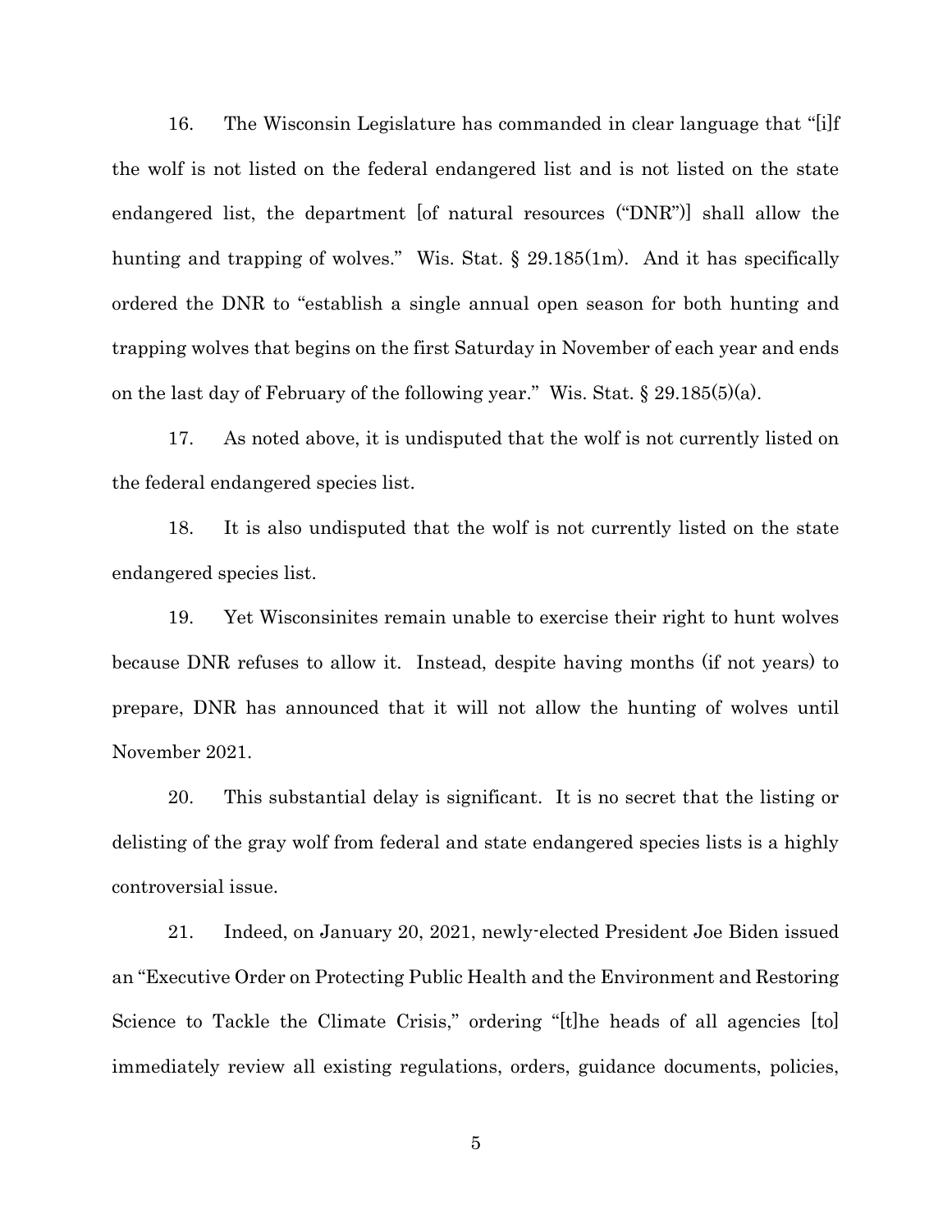16. The Wisconsin Legislature has commanded in clear language that "[i]f the wolf is not listed on the federal endangered list and is not listed on the state endangered list, the department [of natural resources ("DNR")] shall allow the hunting and trapping of wolves." Wis. Stat. § 29.185(1m). And it has specifically ordered the DNR to "establish a single annual open season for both hunting and trapping wolves that begins on the first Saturday in November of each year and ends on the last day of February of the following year." Wis. Stat. § 29.185(5)(a).

17. As noted above, it is undisputed that the wolf is not currently listed on the federal endangered species list.

18. It is also undisputed that the wolf is not currently listed on the state endangered species list.

19. Yet Wisconsinites remain unable to exercise their right to hunt wolves because DNR refuses to allow it. Instead, despite having months (if not years) to prepare, DNR has announced that it will not allow the hunting of wolves until November 2021.

20. This substantial delay is significant. It is no secret that the listing or delisting of the gray wolf from federal and state endangered species lists is a highly controversial issue.

21. Indeed, on January 20, 2021, newly-elected President Joe Biden issued an "Executive Order on Protecting Public Health and the Environment and Restoring Science to Tackle the Climate Crisis," ordering "[t]he heads of all agencies [to] immediately review all existing regulations, orders, guidance documents, policies,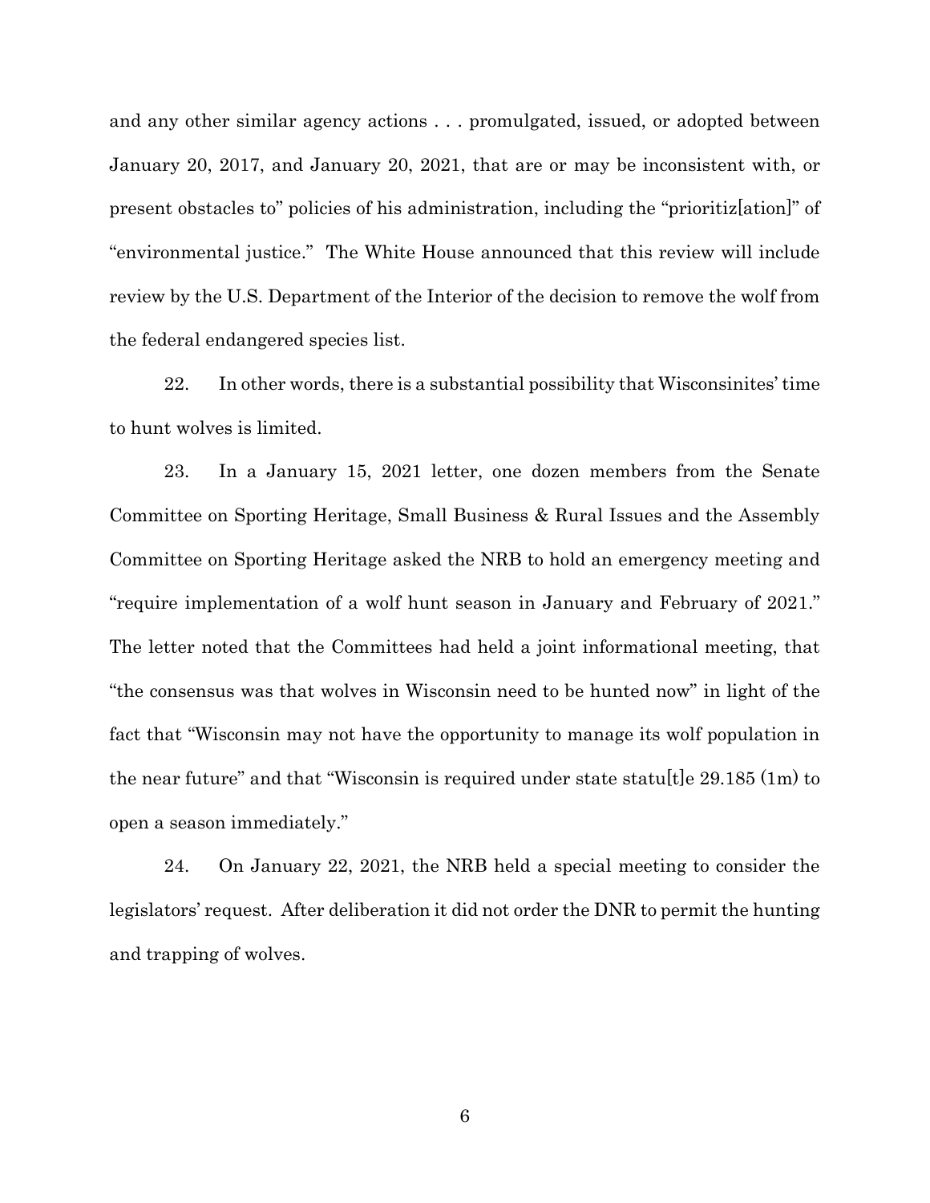and any other similar agency actions . . . promulgated, issued, or adopted between January 20, 2017, and January 20, 2021, that are or may be inconsistent with, or present obstacles to" policies of his administration, including the "prioritiz[ation]" of "environmental justice." The White House announced that this review will include review by the U.S. Department of the Interior of the decision to remove the wolf from the federal endangered species list.

22. In other words, there is a substantial possibility that Wisconsinites' time to hunt wolves is limited.

23. In a January 15, 2021 letter, one dozen members from the Senate Committee on Sporting Heritage, Small Business & Rural Issues and the Assembly Committee on Sporting Heritage asked the NRB to hold an emergency meeting and "require implementation of a wolf hunt season in January and February of 2021." The letter noted that the Committees had held a joint informational meeting, that "the consensus was that wolves in Wisconsin need to be hunted now" in light of the fact that "Wisconsin may not have the opportunity to manage its wolf population in the near future" and that "Wisconsin is required under state statu[t]e 29.185 (1m) to open a season immediately."

24. On January 22, 2021, the NRB held a special meeting to consider the legislators' request. After deliberation it did not order the DNR to permit the hunting and trapping of wolves.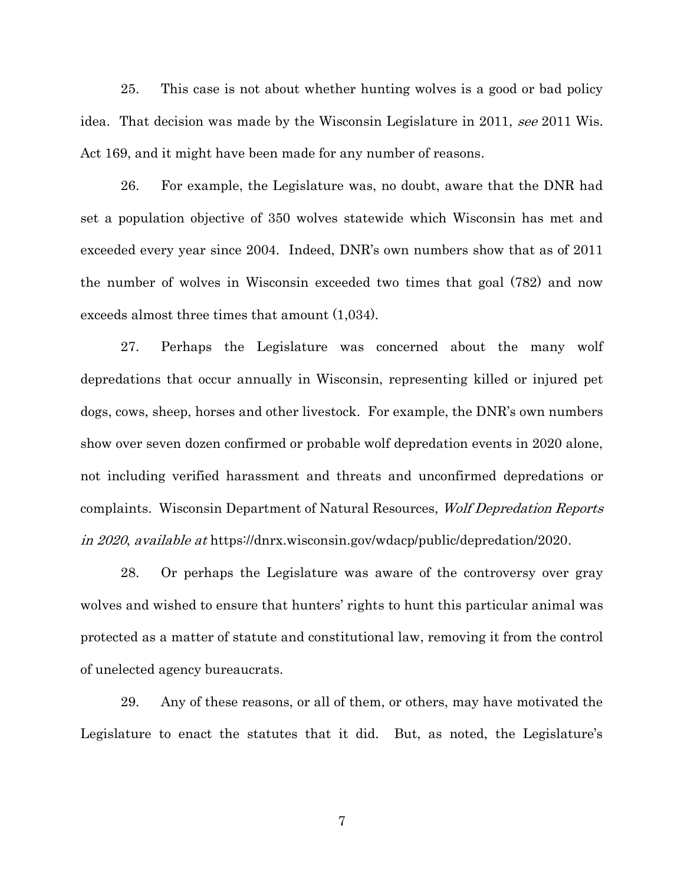25. This case is not about whether hunting wolves is a good or bad policy idea. That decision was made by the Wisconsin Legislature in 2011, *see* 2011 Wis. Act 169, and it might have been made for any number of reasons.

26. For example, the Legislature was, no doubt, aware that the DNR had set a population objective of 350 wolves statewide which Wisconsin has met and exceeded every year since 2004. Indeed, DNR's own numbers show that as of 2011 the number of wolves in Wisconsin exceeded two times that goal (782) and now exceeds almost three times that amount (1,034).

27. Perhaps the Legislature was concerned about the many wolf depredations that occur annually in Wisconsin, representing killed or injured pet dogs, cows, sheep, horses and other livestock. For example, the DNR's own numbers show over seven dozen confirmed or probable wolf depredation events in 2020 alone, not including verified harassment and threats and unconfirmed depredations or complaints. Wisconsin Department of Natural Resources, *Wolf Depredation Reports in 2020*, *available at* https://dnrx.wisconsin.gov/wdacp/public/depredation/2020.

28. Or perhaps the Legislature was aware of the controversy over gray wolves and wished to ensure that hunters' rights to hunt this particular animal was protected as a matter of statute and constitutional law, removing it from the control of unelected agency bureaucrats.

29. Any of these reasons, or all of them, or others, may have motivated the Legislature to enact the statutes that it did. But, as noted, the Legislature's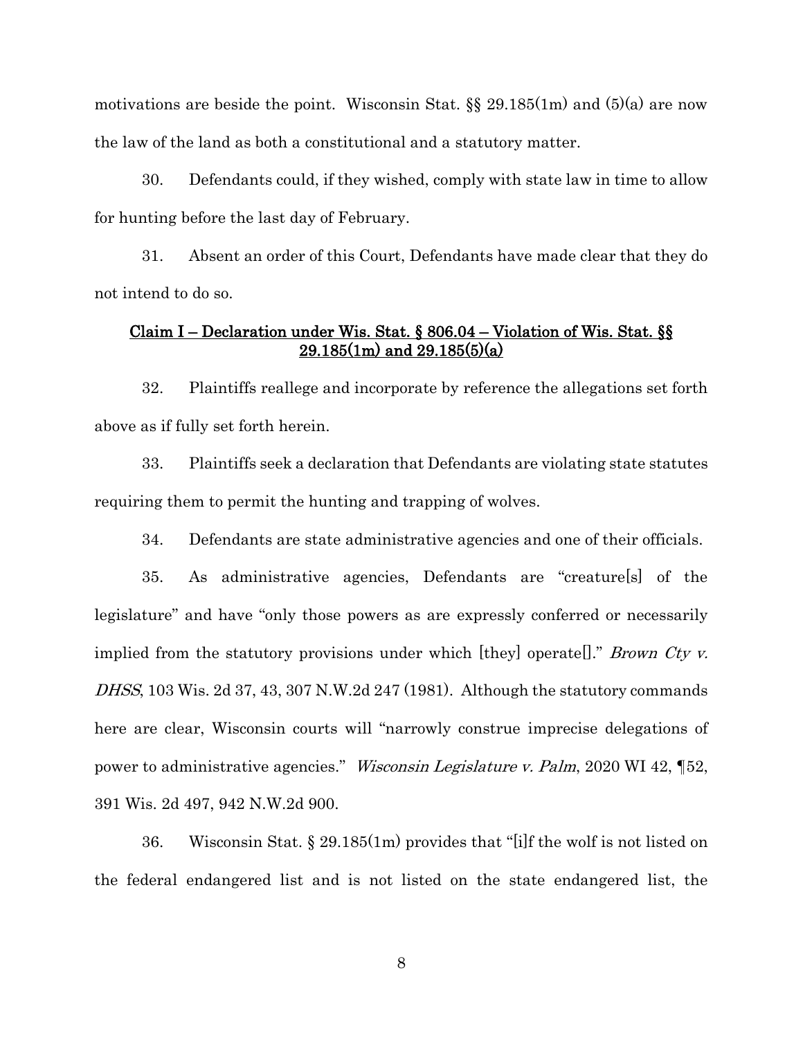motivations are beside the point. Wisconsin Stat. §§ 29.185(1m) and (5)(a) are now the law of the land as both a constitutional and a statutory matter.

30. Defendants could, if they wished, comply with state law in time to allow for hunting before the last day of February.

31. Absent an order of this Court, Defendants have made clear that they do not intend to do so.

<u>Claim I – Declaration under Wis. Stat. § 806.04 – Violation of Wis. Stat. §§ 29.185(1m) and 29.185(5)(a)</u>

32. Plaintiffs reallege and incorporate by reference the allegations set forth above as if fully set forth herein.

33. Plaintiffs seek a declaration that Defendants are violating state statutes requiring them to permit the hunting and trapping of wolves.

34. Defendants are state administrative agencies and one of their officials.

35. As administrative agencies, Defendants are "creature[s] of the legislature" and have "only those powers as are expressly conferred or necessarily implied from the statutory provisions under which [they] operate[]." *Brown Cty v. DHSS*, 103 Wis. 2d 37, 43, 307 N.W.2d 247 (1981). Although the statutory commands here are clear, Wisconsin courts will "narrowly construe imprecise delegations of power to administrative agencies." *Wisconsin Legislature v. Palm*, 2020 WI 42, ¶52, 391 Wis. 2d 497, 942 N.W.2d 900.

36. Wisconsin Stat. § 29.185(1m) provides that "[i]f the wolf is not listed on the federal endangered list and is not listed on the state endangered list, the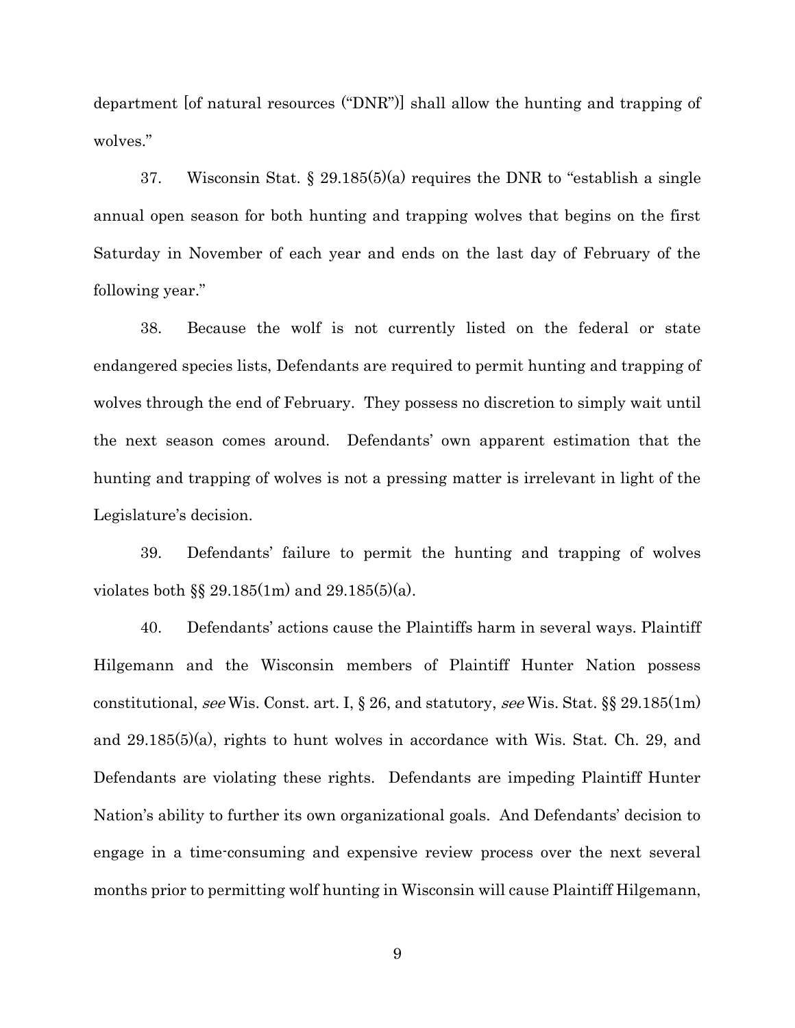department [of natural resources ("DNR")] shall allow the hunting and trapping of wolves."

37. Wisconsin Stat. § 29.185(5)(a) requires the DNR to "establish a single annual open season for both hunting and trapping wolves that begins on the first Saturday in November of each year and ends on the last day of February of the following year."

38. Because the wolf is not currently listed on the federal or state endangered species lists, Defendants are required to permit hunting and trapping of wolves through the end of February. They possess no discretion to simply wait until the next season comes around. Defendants' own apparent estimation that the hunting and trapping of wolves is not a pressing matter is irrelevant in light of the Legislature's decision.

39. Defendants' failure to permit the hunting and trapping of wolves violates both §§ 29.185(1m) and 29.185(5)(a).

40. Defendants' actions cause the Plaintiffs harm in several ways. Plaintiff Hilgemann and the Wisconsin members of Plaintiff Hunter Nation possess constitutional, *see* Wis. Const. art. I, § 26, and statutory, *see* Wis. Stat. §§ 29.185(1m) and 29.185(5)(a), rights to hunt wolves in accordance with Wis. Stat. Ch. 29, and Defendants are violating these rights. Defendants are impeding Plaintiff Hunter Nation's ability to further its own organizational goals. And Defendants' decision to engage in a time-consuming and expensive review process over the next several months prior to permitting wolf hunting in Wisconsin will cause Plaintiff Hilgemann,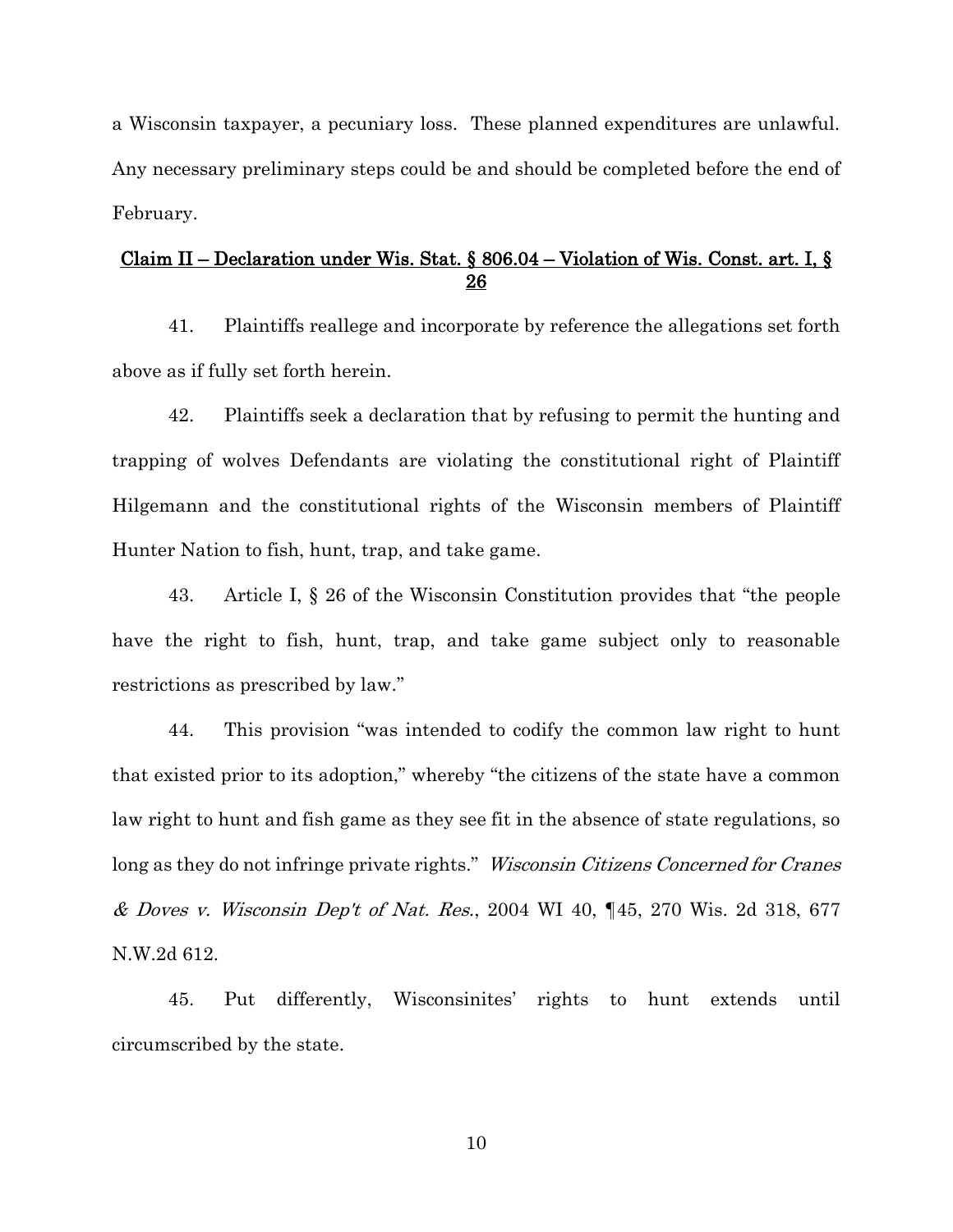a Wisconsin taxpayer, a pecuniary loss. These planned expenditures are unlawful. Any necessary preliminary steps could be and should be completed before the end of February.

## Claim II – Declaration under Wis. Stat. § 806.04 – Violation of Wis. Const. art. I, § 26

41. Plaintiffs reallege and incorporate by reference the allegations set forth above as if fully set forth herein.

42. Plaintiffs seek a declaration that by refusing to permit the hunting and trapping of wolves Defendants are violating the constitutional right of Plaintiff Hilgemann and the constitutional rights of the Wisconsin members of Plaintiff Hunter Nation to fish, hunt, trap, and take game.

43. Article I, § 26 of the Wisconsin Constitution provides that "the people have the right to fish, hunt, trap, and take game subject only to reasonable restrictions as prescribed by law."

44. This provision "was intended to codify the common law right to hunt that existed prior to its adoption," whereby "the citizens of the state have a common law right to hunt and fish game as they see fit in the absence of state regulations, so long as they do not infringe private rights." *Wisconsin Citizens Concerned for Cranes & Doves v. Wisconsin Dep't of Nat. Res.*, 2004 WI 40, ¶45, 270 Wis. 2d 318, 677 N.W.2d 612.

45. Put differently, Wisconsinites' rights to hunt extends until circumscribed by the state.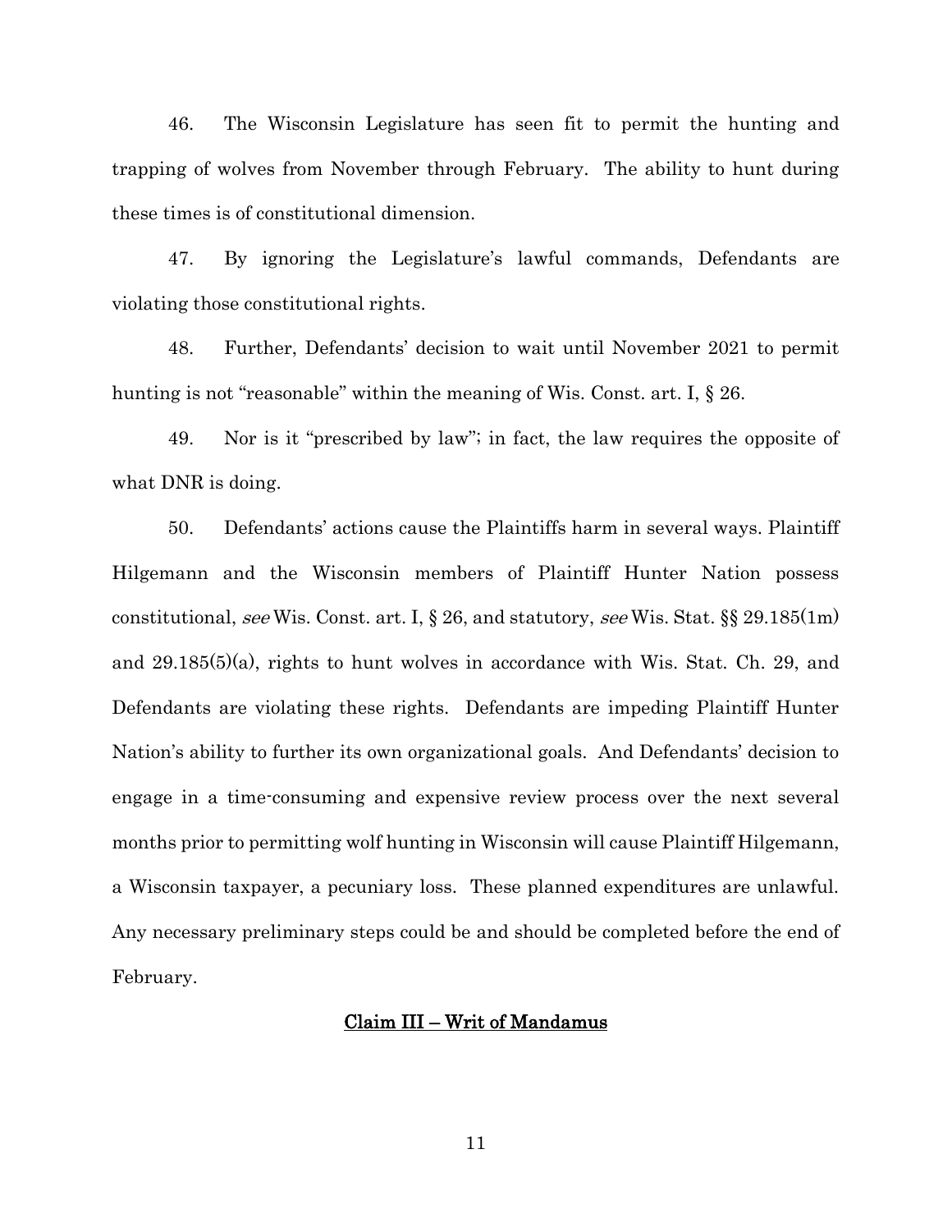46. The Wisconsin Legislature has seen fit to permit the hunting and trapping of wolves from November through February. The ability to hunt during these times is of constitutional dimension.

47. By ignoring the Legislature's lawful commands, Defendants are violating those constitutional rights.

48. Further, Defendants' decision to wait until November 2021 to permit hunting is not "reasonable" within the meaning of Wis. Const. art. I, § 26.

49. Nor is it "prescribed by law"; in fact, the law requires the opposite of what DNR is doing.

50. Defendants' actions cause the Plaintiffs harm in several ways. Plaintiff Hilgemann and the Wisconsin members of Plaintiff Hunter Nation possess constitutional, *see* Wis. Const. art. I, § 26, and statutory, *see* Wis. Stat. §§ 29.185(1m) and 29.185(5)(a), rights to hunt wolves in accordance with Wis. Stat. Ch. 29, and Defendants are violating these rights. Defendants are impeding Plaintiff Hunter Nation's ability to further its own organizational goals. And Defendants' decision to engage in a time-consuming and expensive review process over the next several months prior to permitting wolf hunting in Wisconsin will cause Plaintiff Hilgemann, a Wisconsin taxpayer, a pecuniary loss. These planned expenditures are unlawful. Any necessary preliminary steps could be and should be completed before the end of February.

## Claim III – Writ of Mandamus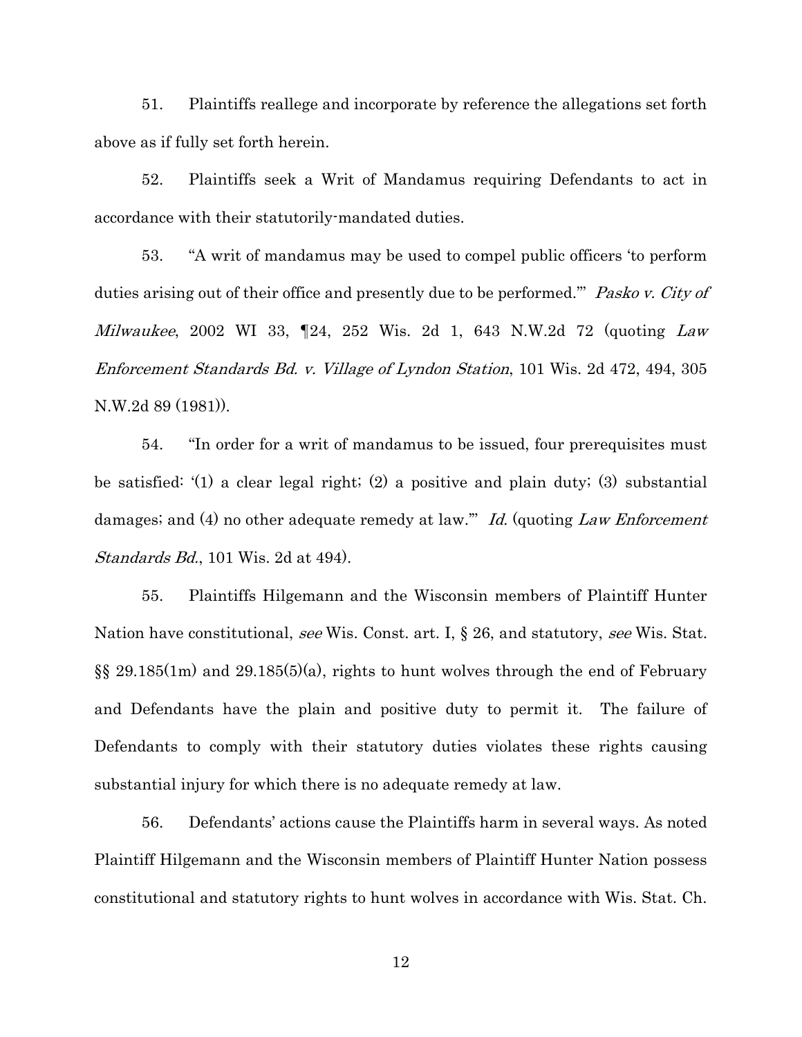51. Plaintiffs reallege and incorporate by reference the allegations set forth above as if fully set forth herein.

52. Plaintiffs seek a Writ of Mandamus requiring Defendants to act in accordance with their statutorily-mandated duties.

53. "A writ of mandamus may be used to compel public officers 'to perform duties arising out of their office and presently due to be performed.'" *Pasko v. City of Milwaukee*, 2002 WI 33, ¶24, 252 Wis. 2d 1, 643 N.W.2d 72 (quoting *Law Enforcement Standards Bd. v. Village of Lyndon Station*, 101 Wis. 2d 472, 494, 305 N.W.2d 89 (1981)).

54. "In order for a writ of mandamus to be issued, four prerequisites must be satisfied: '(1) a clear legal right; (2) a positive and plain duty; (3) substantial damages; and (4) no other adequate remedy at law.'" *Id.* (quoting *Law Enforcement Standards Bd.*, 101 Wis. 2d at 494).

55. Plaintiffs Hilgemann and the Wisconsin members of Plaintiff Hunter Nation have constitutional, *see* Wis. Const. art. I, § 26, and statutory, *see* Wis. Stat. §§ 29.185(1m) and 29.185(5)(a), rights to hunt wolves through the end of February and Defendants have the plain and positive duty to permit it. The failure of Defendants to comply with their statutory duties violates these rights causing substantial injury for which there is no adequate remedy at law.

56. Defendants' actions cause the Plaintiffs harm in several ways. As noted Plaintiff Hilgemann and the Wisconsin members of Plaintiff Hunter Nation possess constitutional and statutory rights to hunt wolves in accordance with Wis. Stat. Ch.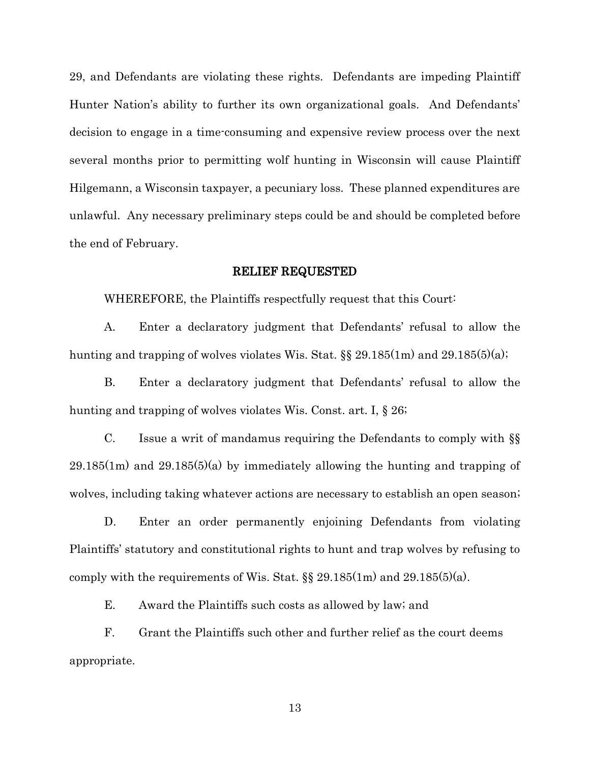29, and Defendants are violating these rights. Defendants are impeding Plaintiff Hunter Nation's ability to further its own organizational goals. And Defendants' decision to engage in a time-consuming and expensive review process over the next several months prior to permitting wolf hunting in Wisconsin will cause Plaintiff Hilgemann, a Wisconsin taxpayer, a pecuniary loss. These planned expenditures are unlawful. Any necessary preliminary steps could be and should be completed before the end of February.

## RELIEF REQUESTED

WHEREFORE, the Plaintiffs respectfully request that this Court:

A. Enter a declaratory judgment that Defendants' refusal to allow the hunting and trapping of wolves violates Wis. Stat. §§ 29.185(1m) and 29.185(5)(a);

B. Enter a declaratory judgment that Defendants' refusal to allow the hunting and trapping of wolves violates Wis. Const. art. I, § 26;

C. Issue a writ of mandamus requiring the Defendants to comply with §§ 29.185(1m) and 29.185(5)(a) by immediately allowing the hunting and trapping of wolves, including taking whatever actions are necessary to establish an open season;

D. Enter an order permanently enjoining Defendants from violating Plaintiffs' statutory and constitutional rights to hunt and trap wolves by refusing to comply with the requirements of Wis. Stat. §§ 29.185(1m) and 29.185(5)(a).

E. Award the Plaintiffs such costs as allowed by law; and

F. Grant the Plaintiffs such other and further relief as the court deems appropriate.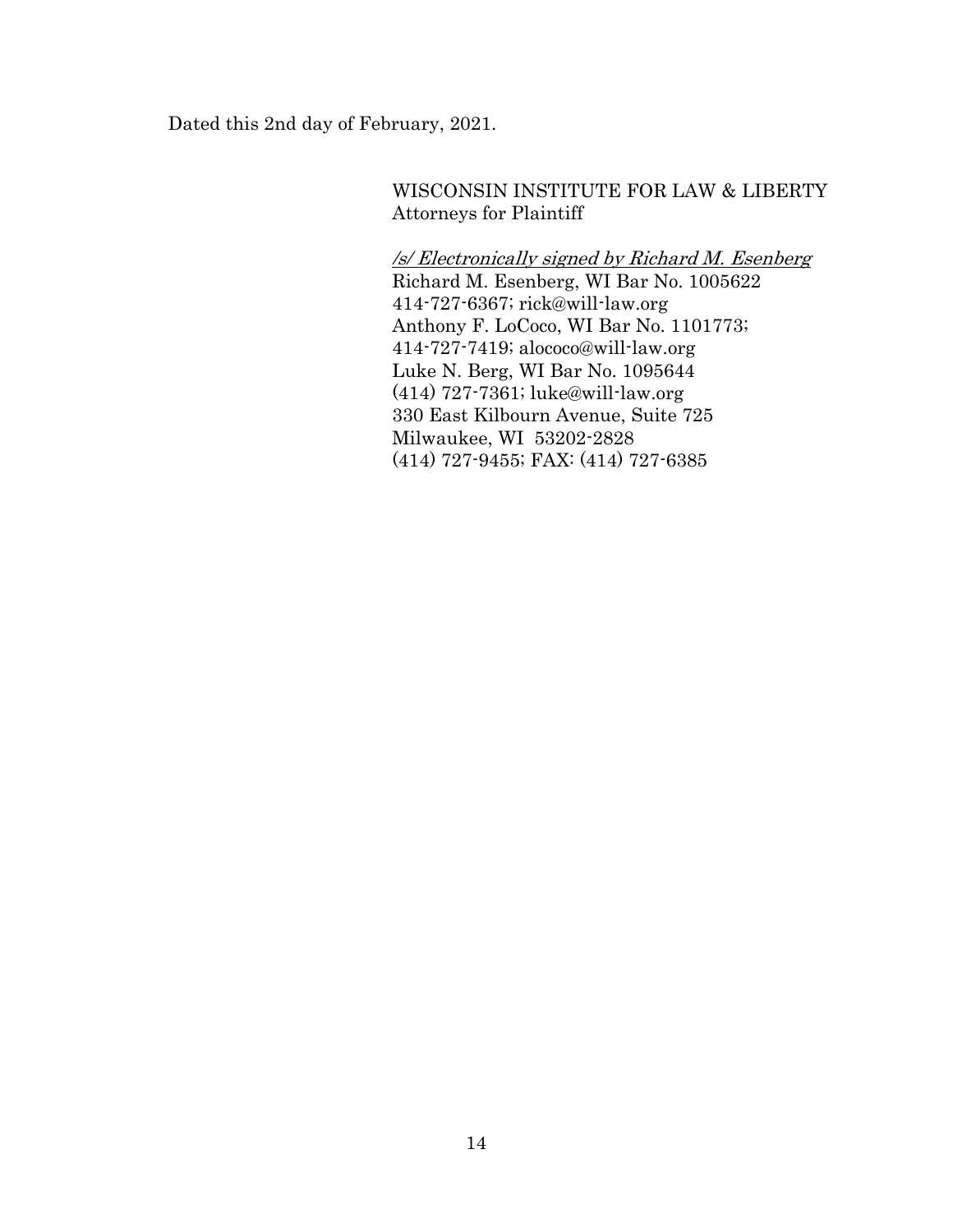Dated this 2nd day of February, 2021.

WISCONSIN INSTITUTE FOR LAW & LIBERTY
Attorneys for Plaintiff

*/s/ Electronically signed by Richard M. Esenberg*
Richard M. Esenberg, WI Bar No. 1005622
414-727-6367; rick@will-law.org
Anthony F. LoCoco, WI Bar No. 1101773;
414-727-7419; alococo@will-law.org
Luke N. Berg, WI Bar No. 1095644
(414) 727-7361; luke@will-law.org
330 East Kilbourn Avenue, Suite 725
Milwaukee, WI 53202-2828
(414) 727-9455; FAX: (414) 727-6385